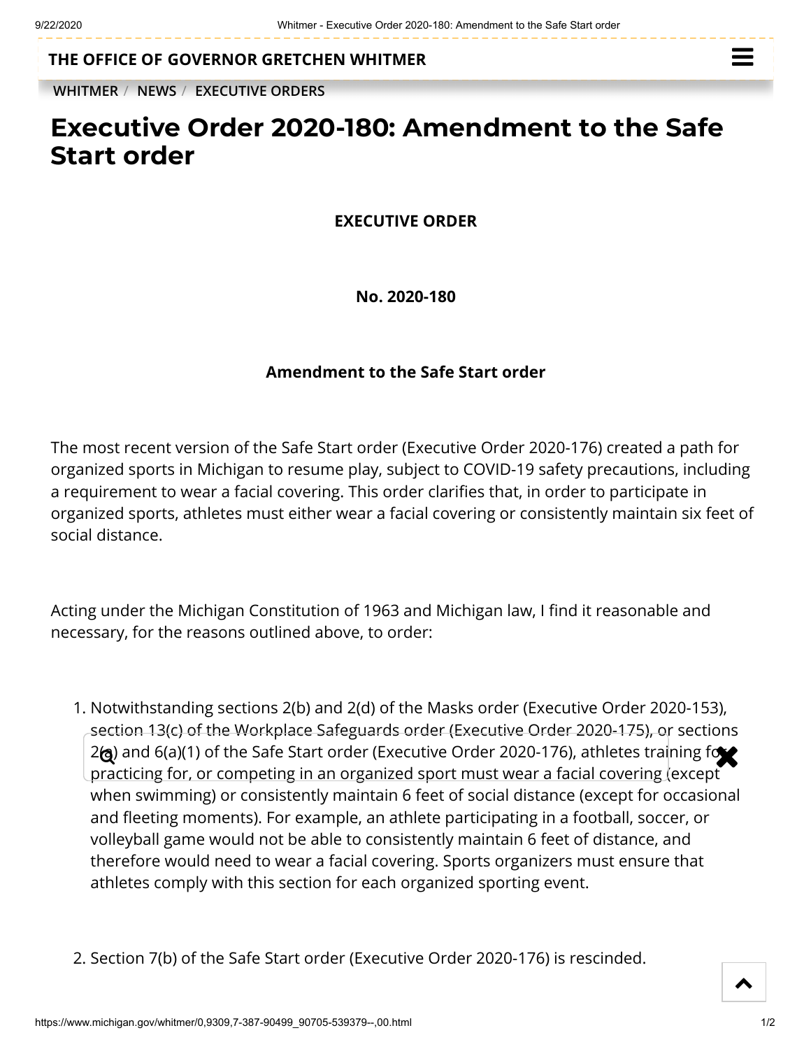THE OFFICE OF GOVERNOR GRETCHEN WHITMER

WHITMER / NEWS / EXECUTIVE ORDERS

# Executive Order 2020-180: Amendment to the Safe Start order

**EXECUTIVE ORDER**

**No. 2020-180**

**Amendment to the Safe Start order**

The most recent version of the Safe Start order (Executive Order 2020-176) created a path for organized sports in Michigan to resume play, subject to COVID-19 safety precautions, including a requirement to wear a facial covering. This order clarifies that, in order to participate in organized sports, athletes must either wear a facial covering or consistently maintain six feet of social distance.

Acting under the Michigan Constitution of 1963 and Michigan law, I find it reasonable and necessary, for the reasons outlined above, to order:

1. Notwithstanding sections 2(b) and 2(d) of the Masks order (Executive Order 2020-153), section 13(c) of the Workplace Safeguards order (Executive Order 2020-175), or sections 2(a) and 6(a)(1) of the Safe Start order (Executive Order 2020-176), athletes training for, practicing for, or competing in an organized sport must wear a facial covering (except when swimming) or consistently maintain 6 feet of social distance (except for occasional and fleeting moments). For example, an athlete participating in a football, soccer, or volleyball game would not be able to consistently maintain 6 feet of distance, and therefore would need to wear a facial covering. Sports organizers must ensure that athletes comply with this section for each organized sporting event.

2. Section 7(b) of the Safe Start order (Executive Order 2020-176) is rescinded.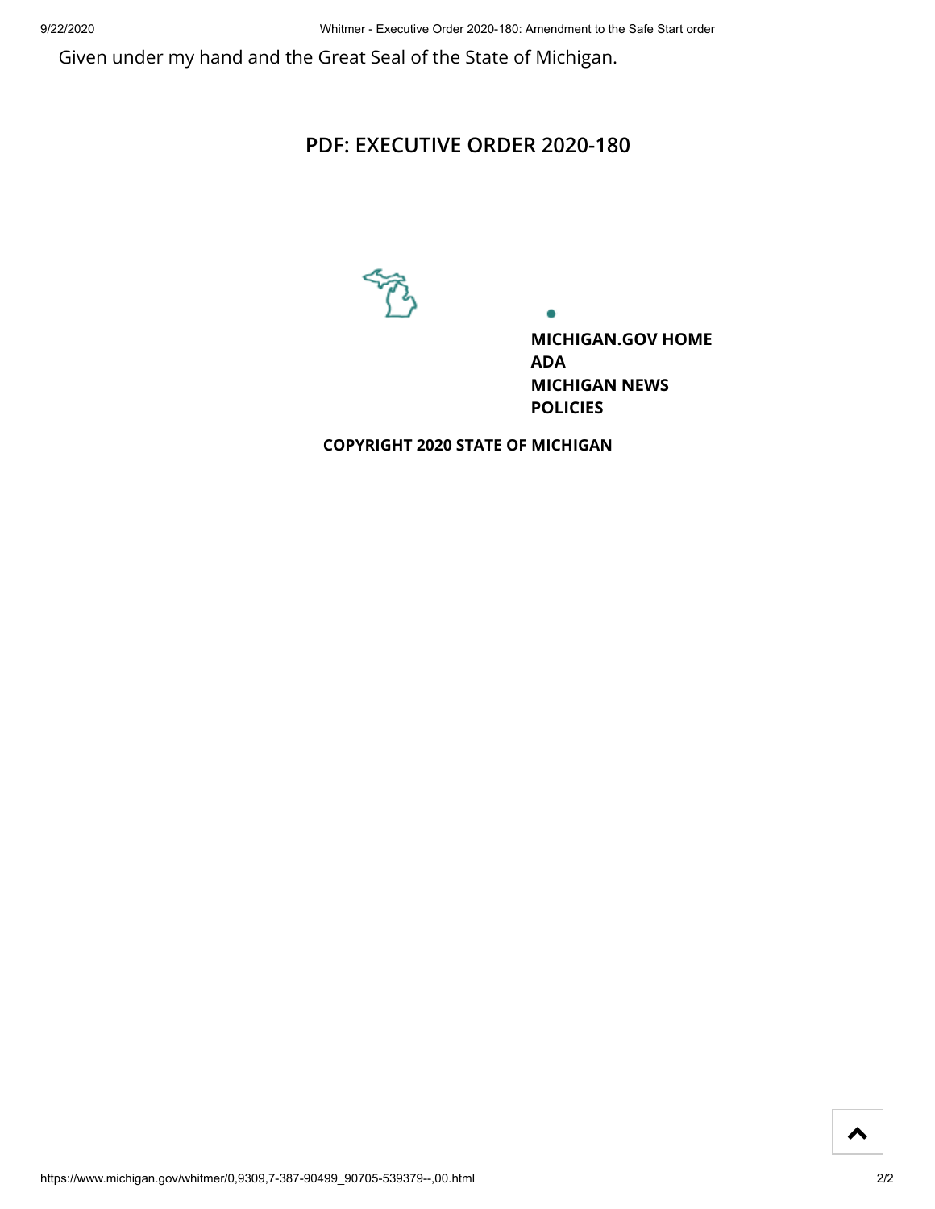Given under my hand and the Great Seal of the State of Michigan.

## PDF: EXECUTIVE ORDER 2020-180

**MICHIGAN.GOV HOME**
**ADA**
**MICHIGAN NEWS**
**POLICIES**

**COPYRIGHT 2020 STATE OF MICHIGAN**